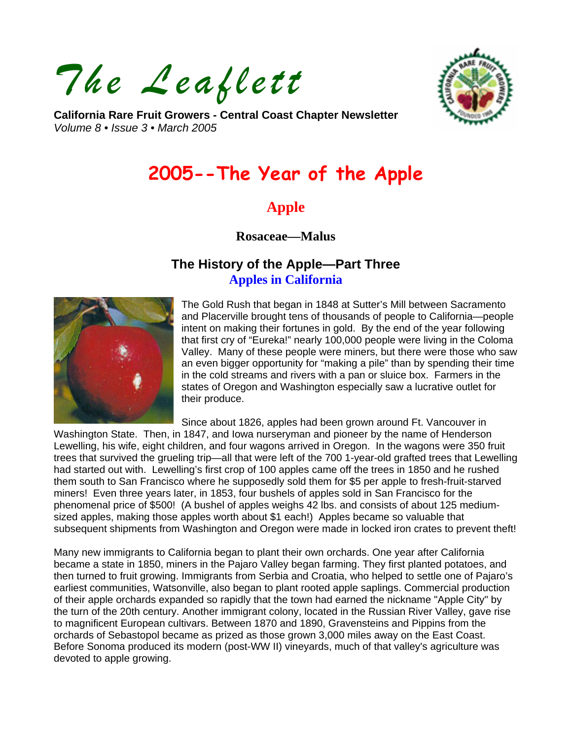# The Leaflett

**California Rare Fruit Growers - Central Coast Chapter Newsletter**
*Volume 8 • Issue 3 • March 2005*

## 2005--The Year of the Apple

### Apple

**Rosaceae—Malus**

### The History of the Apple—Part Three

**Apples in California**

The Gold Rush that began in 1848 at Sutter's Mill between Sacramento and Placerville brought tens of thousands of people to California—people intent on making their fortunes in gold. By the end of the year following that first cry of "Eureka!" nearly 100,000 people were living in the Coloma Valley. Many of these people were miners, but there were those who saw an even bigger opportunity for "making a pile" than by spending their time in the cold streams and rivers with a pan or sluice box. Farmers in the states of Oregon and Washington especially saw a lucrative outlet for their produce.

Since about 1826, apples had been grown around Ft. Vancouver in Washington State. Then, in 1847, and Iowa nurseryman and pioneer by the name of Henderson Lewelling, his wife, eight children, and four wagons arrived in Oregon. In the wagons were 350 fruit trees that survived the grueling trip—all that were left of the 700 1-year-old grafted trees that Lewelling had started out with. Lewelling's first crop of 100 apples came off the trees in 1850 and he rushed them south to San Francisco where he supposedly sold them for $5 per apple to fresh-fruit-starved miners! Even three years later, in 1853, four bushels of apples sold in San Francisco for the phenomenal price of $500! (A bushel of apples weighs 42 lbs. and consists of about 125 medium-sized apples, making those apples worth about $1 each!) Apples became so valuable that subsequent shipments from Washington and Oregon were made in locked iron crates to prevent theft!

Many new immigrants to California began to plant their own orchards. One year after California became a state in 1850, miners in the Pajaro Valley began farming. They first planted potatoes, and then turned to fruit growing. Immigrants from Serbia and Croatia, who helped to settle one of Pajaro's earliest communities, Watsonville, also began to plant rooted apple saplings. Commercial production of their apple orchards expanded so rapidly that the town had earned the nickname "Apple City" by the turn of the 20th century. Another immigrant colony, located in the Russian River Valley, gave rise to magnificent European cultivars. Between 1870 and 1890, Gravensteins and Pippins from the orchards of Sebastopol became as prized as those grown 3,000 miles away on the East Coast. Before Sonoma produced its modern (post-WW II) vineyards, much of that valley's agriculture was devoted to apple growing.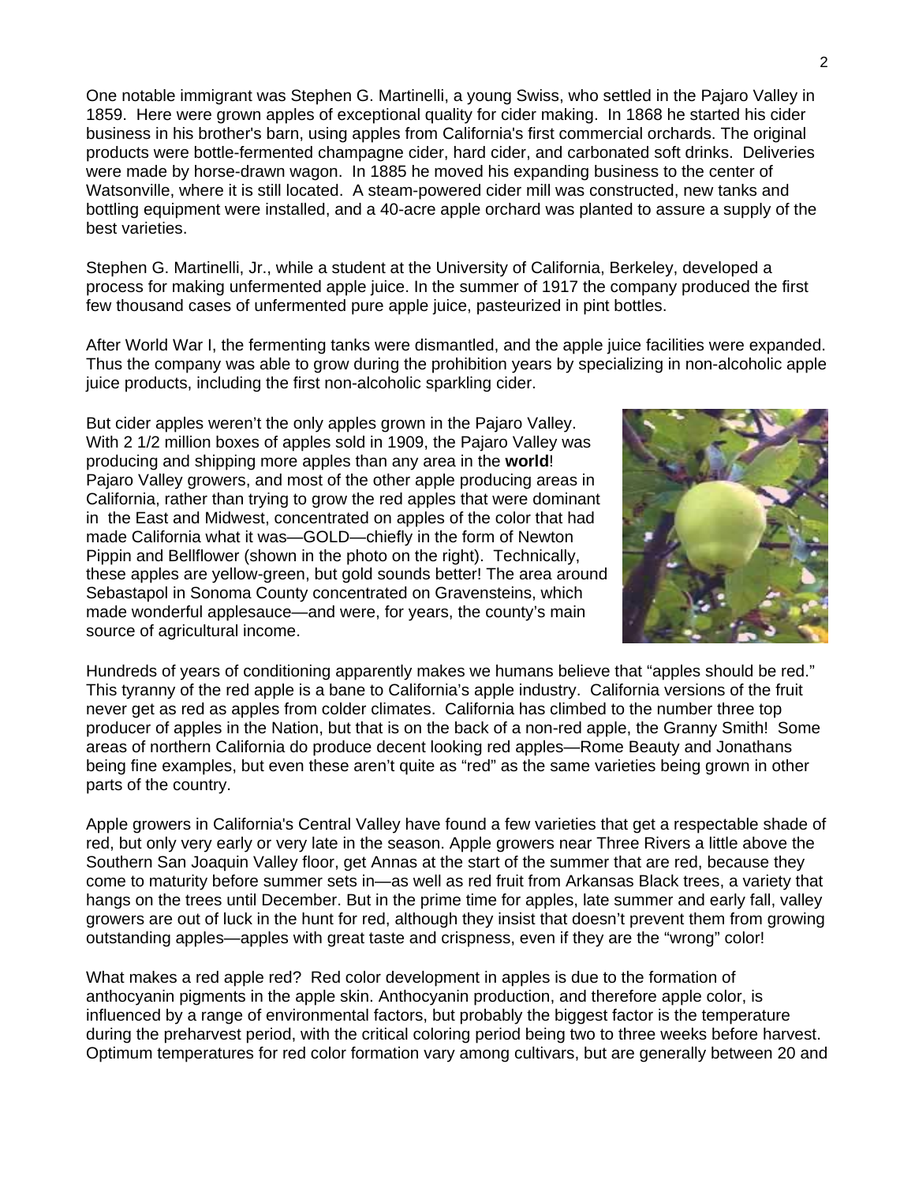One notable immigrant was Stephen G. Martinelli, a young Swiss, who settled in the Pajaro Valley in 1859. Here were grown apples of exceptional quality for cider making. In 1868 he started his cider business in his brother's barn, using apples from California's first commercial orchards. The original products were bottle-fermented champagne cider, hard cider, and carbonated soft drinks. Deliveries were made by horse-drawn wagon. In 1885 he moved his expanding business to the center of Watsonville, where it is still located. A steam-powered cider mill was constructed, new tanks and bottling equipment were installed, and a 40-acre apple orchard was planted to assure a supply of the best varieties.

Stephen G. Martinelli, Jr., while a student at the University of California, Berkeley, developed a process for making unfermented apple juice. In the summer of 1917 the company produced the first few thousand cases of unfermented pure apple juice, pasteurized in pint bottles.

After World War I, the fermenting tanks were dismantled, and the apple juice facilities were expanded. Thus the company was able to grow during the prohibition years by specializing in non-alcoholic apple juice products, including the first non-alcoholic sparkling cider.

But cider apples weren't the only apples grown in the Pajaro Valley. With 2 1/2 million boxes of apples sold in 1909, the Pajaro Valley was producing and shipping more apples than any area in the **world**! Pajaro Valley growers, and most of the other apple producing areas in California, rather than trying to grow the red apples that were dominant in the East and Midwest, concentrated on apples of the color that had made California what it was—GOLD—chiefly in the form of Newton Pippin and Bellflower (shown in the photo on the right). Technically, these apples are yellow-green, but gold sounds better! The area around Sebastapol in Sonoma County concentrated on Gravensteins, which made wonderful applesauce—and were, for years, the county's main source of agricultural income.

Hundreds of years of conditioning apparently makes we humans believe that "apples should be red." This tyranny of the red apple is a bane to California's apple industry. California versions of the fruit never get as red as apples from colder climates. California has climbed to the number three top producer of apples in the Nation, but that is on the back of a non-red apple, the Granny Smith! Some areas of northern California do produce decent looking red apples—Rome Beauty and Jonathans being fine examples, but even these aren't quite as "red" as the same varieties being grown in other parts of the country.

Apple growers in California's Central Valley have found a few varieties that get a respectable shade of red, but only very early or very late in the season. Apple growers near Three Rivers a little above the Southern San Joaquin Valley floor, get Annas at the start of the summer that are red, because they come to maturity before summer sets in—as well as red fruit from Arkansas Black trees, a variety that hangs on the trees until December. But in the prime time for apples, late summer and early fall, valley growers are out of luck in the hunt for red, although they insist that doesn't prevent them from growing outstanding apples—apples with great taste and crispness, even if they are the "wrong" color!

What makes a red apple red? Red color development in apples is due to the formation of anthocyanin pigments in the apple skin. Anthocyanin production, and therefore apple color, is influenced by a range of environmental factors, but probably the biggest factor is the temperature during the preharvest period, with the critical coloring period being two to three weeks before harvest. Optimum temperatures for red color formation vary among cultivars, but are generally between 20 and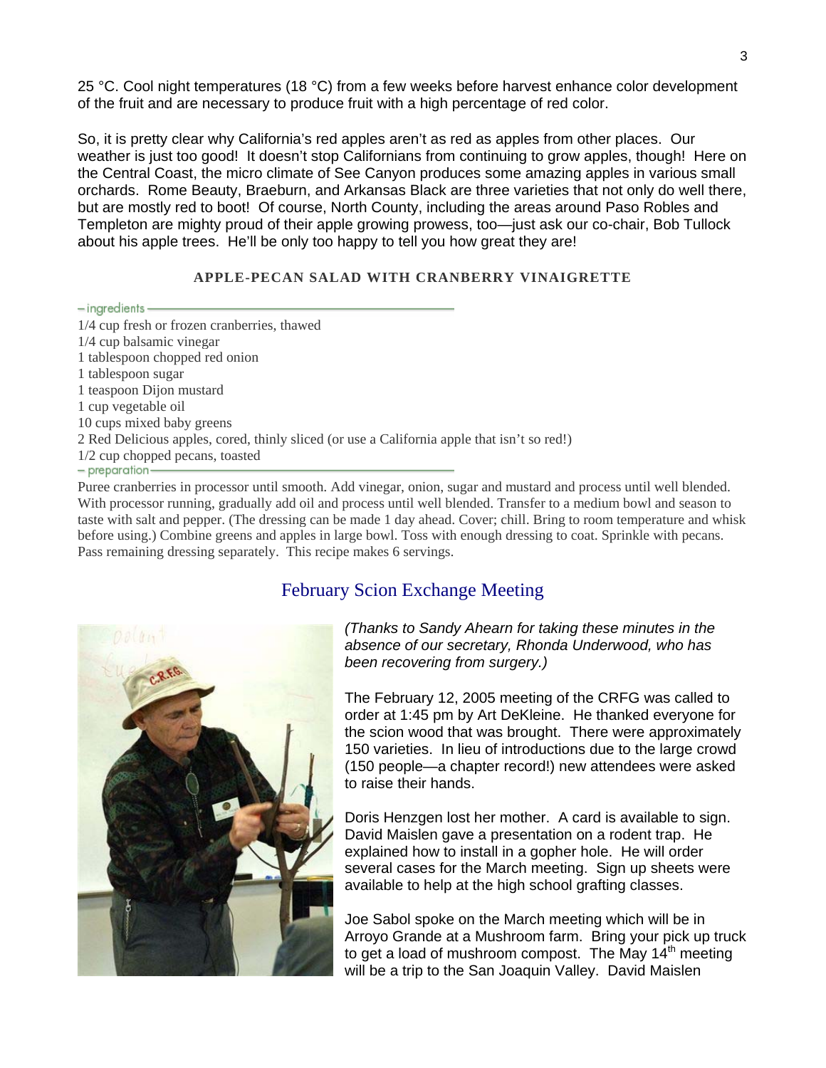25 °C. Cool night temperatures (18 °C) from a few weeks before harvest enhance color development of the fruit and are necessary to produce fruit with a high percentage of red color.

So, it is pretty clear why California's red apples aren't as red as apples from other places. Our weather is just too good! It doesn't stop Californians from continuing to grow apples, though! Here on the Central Coast, the micro climate of See Canyon produces some amazing apples in various small orchards. Rome Beauty, Braeburn, and Arkansas Black are three varieties that not only do well there, but are mostly red to boot! Of course, North County, including the areas around Paso Robles and Templeton are mighty proud of their apple growing prowess, too—just ask our co-chair, Bob Tullock about his apple trees. He'll be only too happy to tell you how great they are!

### APPLE-PECAN SALAD WITH CRANBERRY VINAIGRETTE

– ingredients

1/4 cup fresh or frozen cranberries, thawed
1/4 cup balsamic vinegar
1 tablespoon chopped red onion
1 tablespoon sugar
1 teaspoon Dijon mustard
1 cup vegetable oil
10 cups mixed baby greens
2 Red Delicious apples, cored, thinly sliced (or use a California apple that isn't so red!)
1/2 cup chopped pecans, toasted

– preparation

Puree cranberries in processor until smooth. Add vinegar, onion, sugar and mustard and process until well blended. With processor running, gradually add oil and process until well blended. Transfer to a medium bowl and season to taste with salt and pepper. (The dressing can be made 1 day ahead. Cover; chill. Bring to room temperature and whisk before using.) Combine greens and apples in large bowl. Toss with enough dressing to coat. Sprinkle with pecans. Pass remaining dressing separately. This recipe makes 6 servings.

## February Scion Exchange Meeting

*(Thanks to Sandy Ahearn for taking these minutes in the absence of our secretary, Rhonda Underwood, who has been recovering from surgery.)*

The February 12, 2005 meeting of the CRFG was called to order at 1:45 pm by Art DeKleine. He thanked everyone for the scion wood that was brought. There were approximately 150 varieties. In lieu of introductions due to the large crowd (150 people—a chapter record!) new attendees were asked to raise their hands.

Doris Henzgen lost her mother. A card is available to sign. David Maislen gave a presentation on a rodent trap. He explained how to install in a gopher hole. He will order several cases for the March meeting. Sign up sheets were available to help at the high school grafting classes.

Joe Sabol spoke on the March meeting which will be in Arroyo Grande at a Mushroom farm. Bring your pick up truck to get a load of mushroom compost. The May 14th meeting will be a trip to the San Joaquin Valley. David Maislen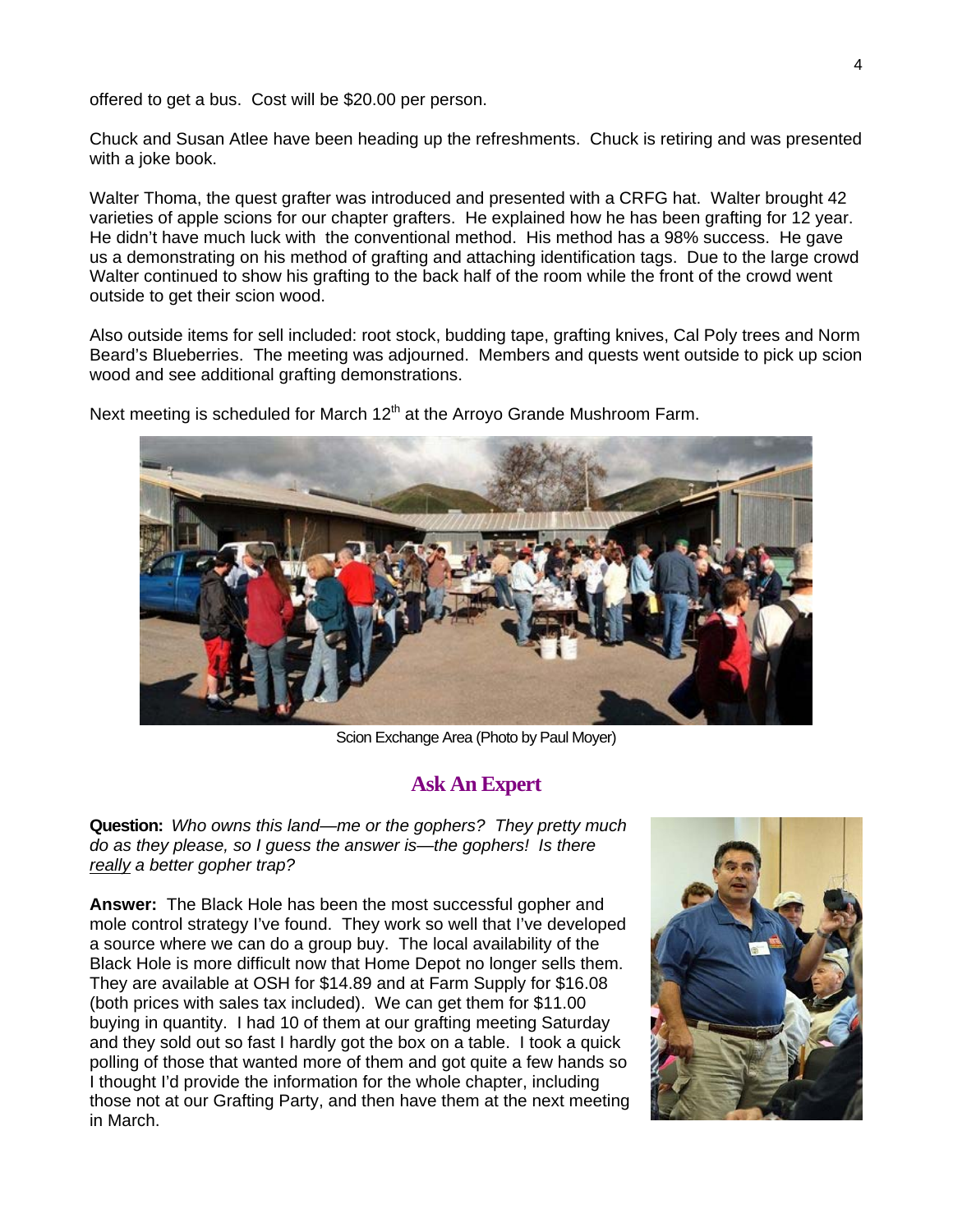offered to get a bus. Cost will be $20.00 per person.

Chuck and Susan Atlee have been heading up the refreshments. Chuck is retiring and was presented with a joke book.

Walter Thoma, the quest grafter was introduced and presented with a CRFG hat. Walter brought 42 varieties of apple scions for our chapter grafters. He explained how he has been grafting for 12 year. He didn't have much luck with the conventional method. His method has a 98% success. He gave us a demonstrating on his method of grafting and attaching identification tags. Due to the large crowd Walter continued to show his grafting to the back half of the room while the front of the crowd went outside to get their scion wood.

Also outside items for sell included: root stock, budding tape, grafting knives, Cal Poly trees and Norm Beard's Blueberries. The meeting was adjourned. Members and quests went outside to pick up scion wood and see additional grafting demonstrations.

Next meeting is scheduled for March 12th at the Arroyo Grande Mushroom Farm.

Scion Exchange Area (Photo by Paul Moyer)

## Ask An Expert

**Question:** *Who owns this land—me or the gophers? They pretty much do as they please, so I guess the answer is—the gophers! Is there really a better gopher trap?*

**Answer:** The Black Hole has been the most successful gopher and mole control strategy I've found. They work so well that I've developed a source where we can do a group buy. The local availability of the Black Hole is more difficult now that Home Depot no longer sells them. They are available at OSH for $14.89 and at Farm Supply for $16.08 (both prices with sales tax included). We can get them for $11.00 buying in quantity. I had 10 of them at our grafting meeting Saturday and they sold out so fast I hardly got the box on a table. I took a quick polling of those that wanted more of them and got quite a few hands so I thought I'd provide the information for the whole chapter, including those not at our Grafting Party, and then have them at the next meeting in March.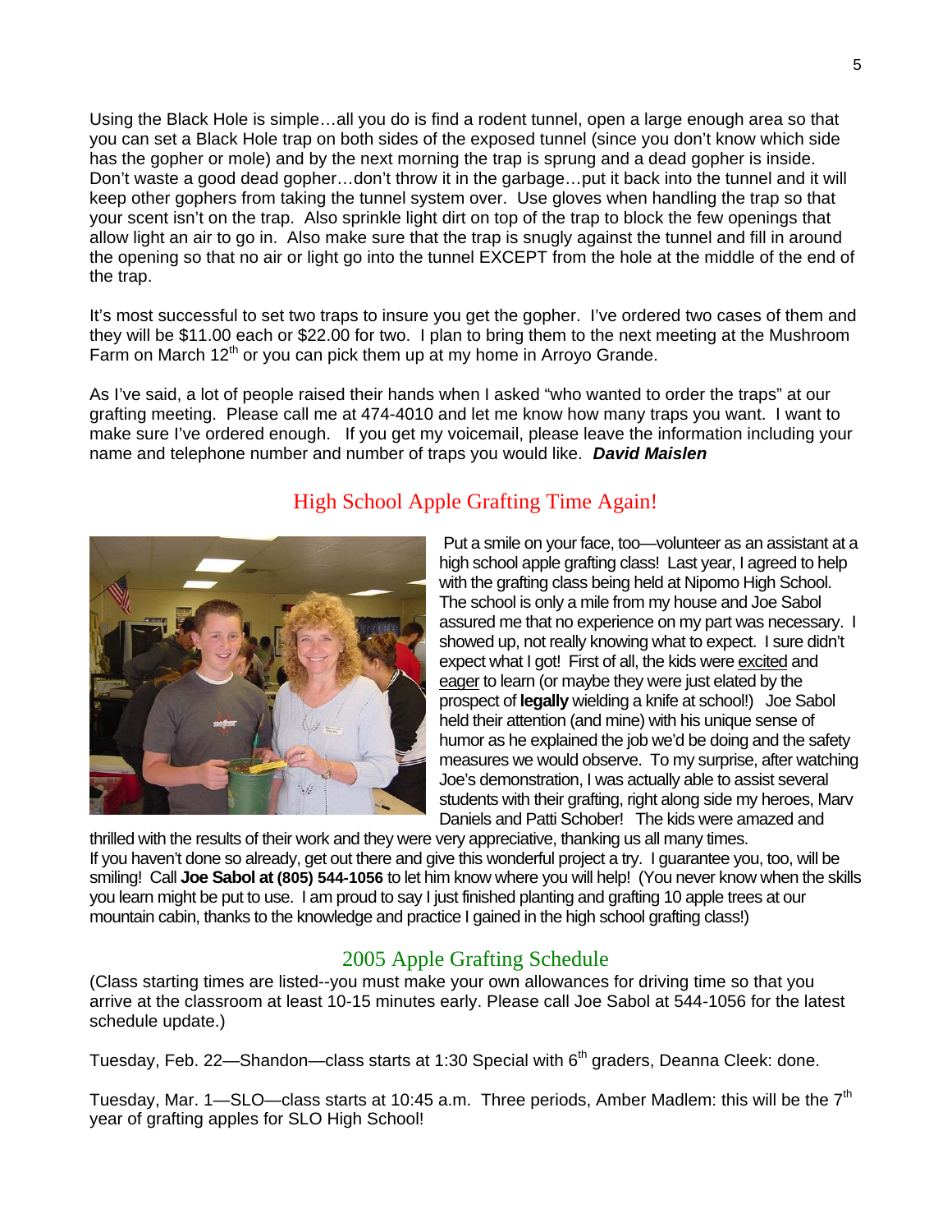Using the Black Hole is simple…all you do is find a rodent tunnel, open a large enough area so that you can set a Black Hole trap on both sides of the exposed tunnel (since you don't know which side has the gopher or mole) and by the next morning the trap is sprung and a dead gopher is inside. Don't waste a good dead gopher…don't throw it in the garbage…put it back into the tunnel and it will keep other gophers from taking the tunnel system over. Use gloves when handling the trap so that your scent isn't on the trap. Also sprinkle light dirt on top of the trap to block the few openings that allow light an air to go in. Also make sure that the trap is snugly against the tunnel and fill in around the opening so that no air or light go into the tunnel EXCEPT from the hole at the middle of the end of the trap.

It's most successful to set two traps to insure you get the gopher. I've ordered two cases of them and they will be $11.00 each or $22.00 for two. I plan to bring them to the next meeting at the Mushroom Farm on March 12th or you can pick them up at my home in Arroyo Grande.

As I've said, a lot of people raised their hands when I asked "who wanted to order the traps" at our grafting meeting. Please call me at 474-4010 and let me know how many traps you want. I want to make sure I've ordered enough. If you get my voicemail, please leave the information including your name and telephone number and number of traps you would like. ***David Maislen***

## High School Apple Grafting Time Again!

Put a smile on your face, too—volunteer as an assistant at a high school apple grafting class! Last year, I agreed to help with the grafting class being held at Nipomo High School. The school is only a mile from my house and Joe Sabol assured me that no experience on my part was necessary. I showed up, not really knowing what to expect. I sure didn't expect what I got! First of all, the kids were excited and eager to learn (or maybe they were just elated by the prospect of **legally** wielding a knife at school!) Joe Sabol held their attention (and mine) with his unique sense of humor as he explained the job we'd be doing and the safety measures we would observe. To my surprise, after watching Joe's demonstration, I was actually able to assist several students with their grafting, right along side my heroes, Marv Daniels and Patti Schober! The kids were amazed and thrilled with the results of their work and they were very appreciative, thanking us all many times.

If you haven't done so already, get out there and give this wonderful project a try. I guarantee you, too, will be smiling! Call **Joe Sabol at (805) 544-1056** to let him know where you will help! (You never know when the skills you learn might be put to use. I am proud to say I just finished planting and grafting 10 apple trees at our mountain cabin, thanks to the knowledge and practice I gained in the high school grafting class!)

## 2005 Apple Grafting Schedule

(Class starting times are listed--you must make your own allowances for driving time so that you arrive at the classroom at least 10-15 minutes early. Please call Joe Sabol at 544-1056 for the latest schedule update.)

Tuesday, Feb. 22—Shandon—class starts at 1:30 Special with 6th graders, Deanna Cleek: done.

Tuesday, Mar. 1—SLO—class starts at 10:45 a.m. Three periods, Amber Madlem: this will be the 7th year of grafting apples for SLO High School!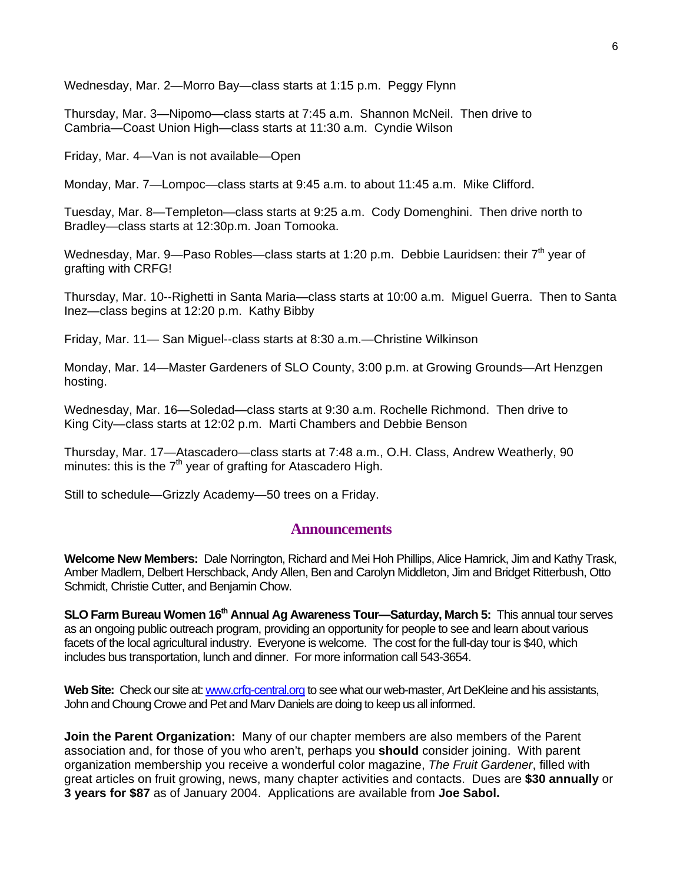Wednesday, Mar. 2—Morro Bay—class starts at 1:15 p.m. Peggy Flynn

Thursday, Mar. 3—Nipomo—class starts at 7:45 a.m. Shannon McNeil. Then drive to Cambria—Coast Union High—class starts at 11:30 a.m. Cyndie Wilson

Friday, Mar. 4—Van is not available—Open

Monday, Mar. 7—Lompoc—class starts at 9:45 a.m. to about 11:45 a.m. Mike Clifford.

Tuesday, Mar. 8—Templeton—class starts at 9:25 a.m. Cody Domenghini. Then drive north to Bradley—class starts at 12:30p.m. Joan Tomooka.

Wednesday, Mar. 9—Paso Robles—class starts at 1:20 p.m. Debbie Lauridsen: their 7th year of grafting with CRFG!

Thursday, Mar. 10--Righetti in Santa Maria—class starts at 10:00 a.m. Miguel Guerra. Then to Santa Inez—class begins at 12:20 p.m. Kathy Bibby

Friday, Mar. 11— San Miguel--class starts at 8:30 a.m.—Christine Wilkinson

Monday, Mar. 14—Master Gardeners of SLO County, 3:00 p.m. at Growing Grounds—Art Henzgen hosting.

Wednesday, Mar. 16—Soledad—class starts at 9:30 a.m. Rochelle Richmond. Then drive to King City—class starts at 12:02 p.m. Marti Chambers and Debbie Benson

Thursday, Mar. 17—Atascadero—class starts at 7:48 a.m., O.H. Class, Andrew Weatherly, 90 minutes: this is the 7th year of grafting for Atascadero High.

Still to schedule—Grizzly Academy—50 trees on a Friday.

## Announcements

**Welcome New Members:** Dale Norrington, Richard and Mei Hoh Phillips, Alice Hamrick, Jim and Kathy Trask, Amber Madlem, Delbert Herschback, Andy Allen, Ben and Carolyn Middleton, Jim and Bridget Ritterbush, Otto Schmidt, Christie Cutter, and Benjamin Chow.

**SLO Farm Bureau Women 16th Annual Ag Awareness Tour—Saturday, March 5:** This annual tour serves as an ongoing public outreach program, providing an opportunity for people to see and learn about various facets of the local agricultural industry. Everyone is welcome. The cost for the full-day tour is $40, which includes bus transportation, lunch and dinner. For more information call 543-3654.

**Web Site:** Check our site at: www.crfg-central.org to see what our web-master, Art DeKleine and his assistants, John and Choung Crowe and Pet and Marv Daniels are doing to keep us all informed.

**Join the Parent Organization:** Many of our chapter members are also members of the Parent association and, for those of you who aren't, perhaps you **should** consider joining. With parent organization membership you receive a wonderful color magazine, *The Fruit Gardener*, filled with great articles on fruit growing, news, many chapter activities and contacts. Dues are **$30 annually** or **3 years for $87** as of January 2004. Applications are available from **Joe Sabol.**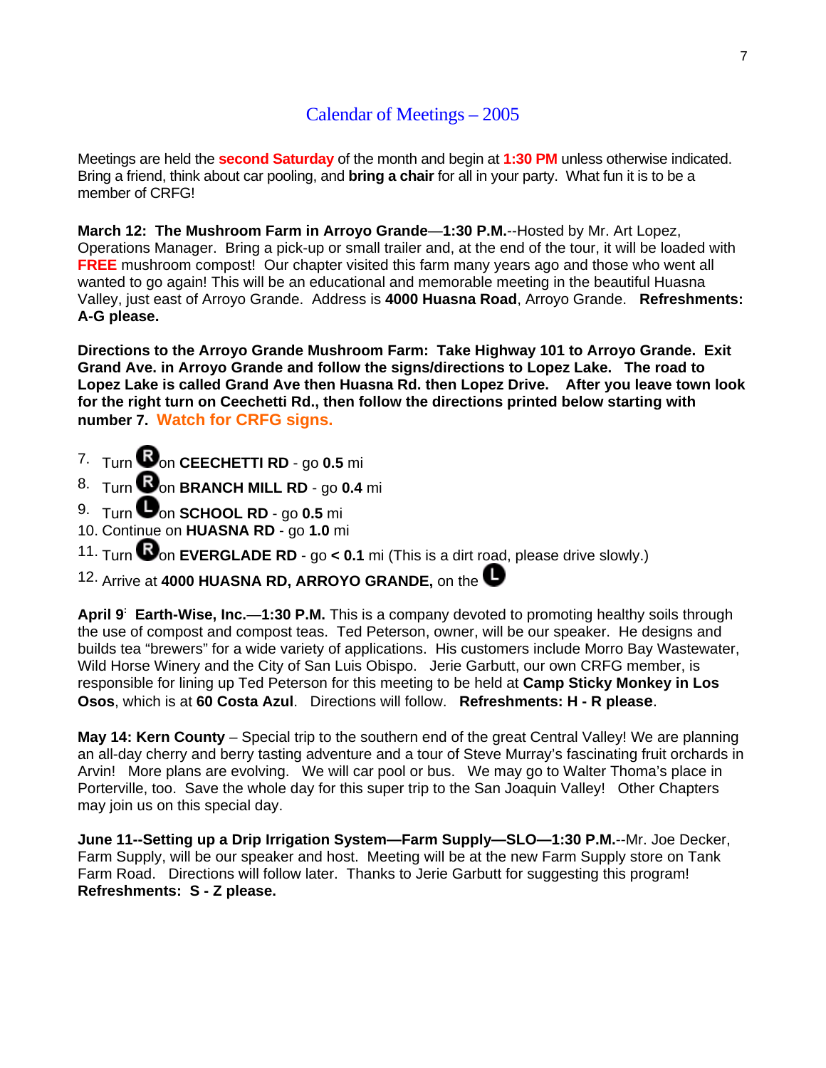# Calendar of Meetings – 2005

Meetings are held the **second Saturday** of the month and begin at **1:30 PM** unless otherwise indicated. Bring a friend, think about car pooling, and **bring a chair** for all in your party. What fun it is to be a member of CRFG!

**March 12: The Mushroom Farm in Arroyo Grande—1:30 P.M.**--Hosted by Mr. Art Lopez, Operations Manager. Bring a pick-up or small trailer and, at the end of the tour, it will be loaded with **FREE** mushroom compost! Our chapter visited this farm many years ago and those who went all wanted to go again! This will be an educational and memorable meeting in the beautiful Huasna Valley, just east of Arroyo Grande. Address is **4000 Huasna Road**, Arroyo Grande. **Refreshments: A-G please.**

**Directions to the Arroyo Grande Mushroom Farm: Take Highway 101 to Arroyo Grande. Exit Grand Ave. in Arroyo Grande and follow the signs/directions to Lopez Lake. The road to Lopez Lake is called Grand Ave then Huasna Rd. then Lopez Drive. After you leave town look for the right turn on Ceechetti Rd., then follow the directions printed below starting with number 7.** Watch for CRFG signs.

7. Turn (R) on **CEECHETTI RD** - go **0.5** mi
8. Turn (R) on **BRANCH MILL RD** - go **0.4** mi
9. Turn (L) on **SCHOOL RD** - go **0.5** mi
10. Continue on **HUASNA RD** - go **1.0** mi
11. Turn (R) on **EVERGLADE RD** - go **< 0.1** mi (This is a dirt road, please drive slowly.)
12. Arrive at **4000 HUASNA RD, ARROYO GRANDE,** on the (L)

**April 9: Earth-Wise, Inc.—1:30 P.M.** This is a company devoted to promoting healthy soils through the use of compost and compost teas. Ted Peterson, owner, will be our speaker. He designs and builds tea "brewers" for a wide variety of applications. His customers include Morro Bay Wastewater, Wild Horse Winery and the City of San Luis Obispo. Jerie Garbutt, our own CRFG member, is responsible for lining up Ted Peterson for this meeting to be held at **Camp Sticky Monkey in Los Osos**, which is at **60 Costa Azul**. Directions will follow. **Refreshments: H - R please**.

**May 14: Kern County** – Special trip to the southern end of the great Central Valley! We are planning an all-day cherry and berry tasting adventure and a tour of Steve Murray's fascinating fruit orchards in Arvin! More plans are evolving. We will car pool or bus. We may go to Walter Thoma's place in Porterville, too. Save the whole day for this super trip to the San Joaquin Valley! Other Chapters may join us on this special day.

**June 11--Setting up a Drip Irrigation System—Farm Supply—SLO—1:30 P.M.**--Mr. Joe Decker, Farm Supply, will be our speaker and host. Meeting will be at the new Farm Supply store on Tank Farm Road. Directions will follow later. Thanks to Jerie Garbutt for suggesting this program! **Refreshments: S - Z please.**